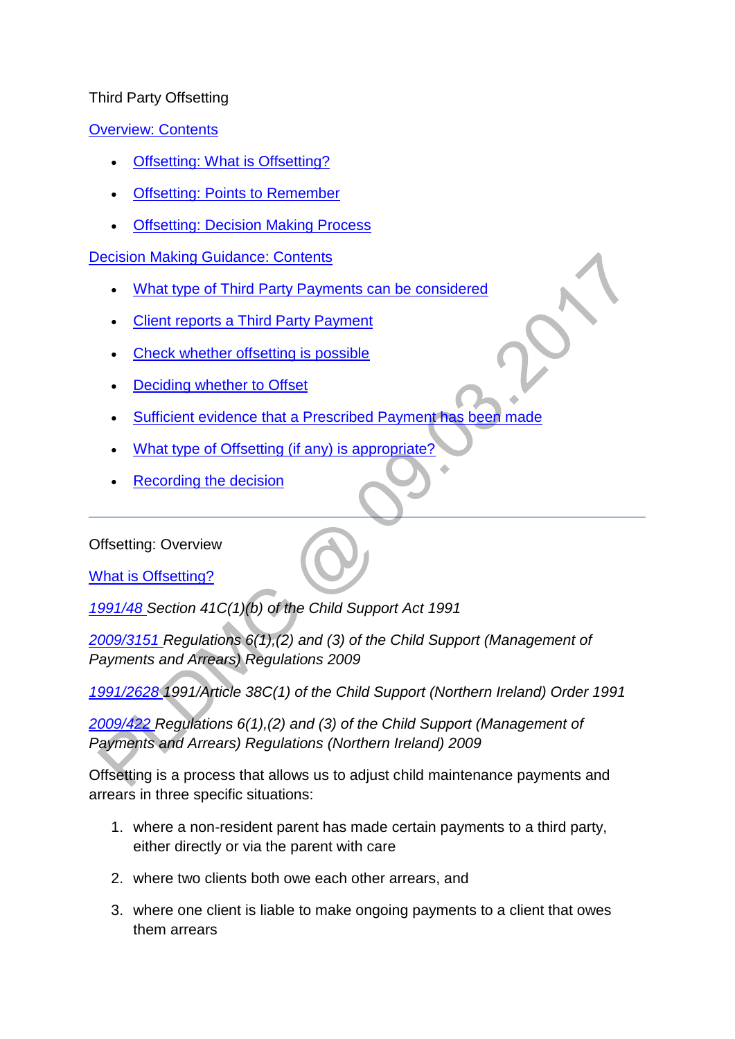# Third Party Offsetting

[Overview: Contents](#)

- [Offsetting: What is Offsetting?](#)
- [Offsetting: Points to Remember](#)
- [Offsetting: Decision Making Process](#)

[Decision Making Guidance: Contents](#)

- [What type of Third Party Payments can be considered](#)
- [Client reports a Third Party Payment](#)
- [Check whether offsetting is possible](#)
- [Deciding whether to Offset](#)
- [Sufficient evidence that a Prescribed Payment has been made](#)
- [What type of Offsetting (if any) is appropriate?](#)
- [Recording the decision](#)

---

## Offsetting: Overview

[What is Offsetting?](#)

*[1991/48](#) Section 41C(1)(b) of the Child Support Act 1991*

*[2009/3151](#) Regulations 6(1),(2) and (3) of the Child Support (Management of Payments and Arrears) Regulations 2009*

*[1991/2628](#) 1991/Article 38C(1) of the Child Support (Northern Ireland) Order 1991*

*[2009/422](#) Regulations 6(1),(2) and (3) of the Child Support (Management of Payments and Arrears) Regulations (Northern Ireland) 2009*

Offsetting is a process that allows us to adjust child maintenance payments and arrears in three specific situations:

1. where a non-resident parent has made certain payments to a third party, either directly or via the parent with care
2. where two clients both owe each other arrears, and
3. where one client is liable to make ongoing payments to a client that owes them arrears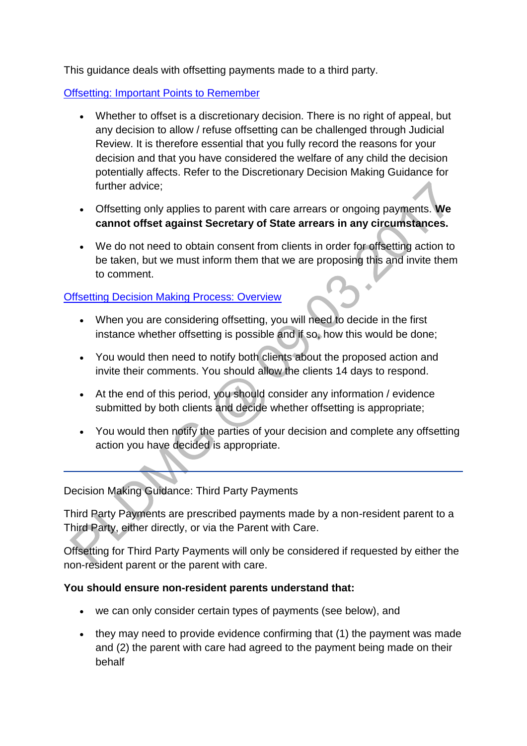This guidance deals with offsetting payments made to a third party.

[Offsetting: Important Points to Remember]

- Whether to offset is a discretionary decision. There is no right of appeal, but any decision to allow / refuse offsetting can be challenged through Judicial Review. It is therefore essential that you fully record the reasons for your decision and that you have considered the welfare of any child the decision potentially affects. Refer to the Discretionary Decision Making Guidance for further advice;
- Offsetting only applies to parent with care arrears or ongoing payments. **We cannot offset against Secretary of State arrears in any circumstances.**
- We do not need to obtain consent from clients in order for offsetting action to be taken, but we must inform them that we are proposing this and invite them to comment.

[Offsetting Decision Making Process: Overview]

- When you are considering offsetting, you will need to decide in the first instance whether offsetting is possible and if so, how this would be done;
- You would then need to notify both clients about the proposed action and invite their comments. You should allow the clients 14 days to respond.
- At the end of this period, you should consider any information / evidence submitted by both clients and decide whether offsetting is appropriate;
- You would then notify the parties of your decision and complete any offsetting action you have decided is appropriate.

---

Decision Making Guidance: Third Party Payments

Third Party Payments are prescribed payments made by a non-resident parent to a Third Party, either directly, or via the Parent with Care.

Offsetting for Third Party Payments will only be considered if requested by either the non-resident parent or the parent with care.

**You should ensure non-resident parents understand that:**

- we can only consider certain types of payments (see below), and
- they may need to provide evidence confirming that (1) the payment was made and (2) the parent with care had agreed to the payment being made on their behalf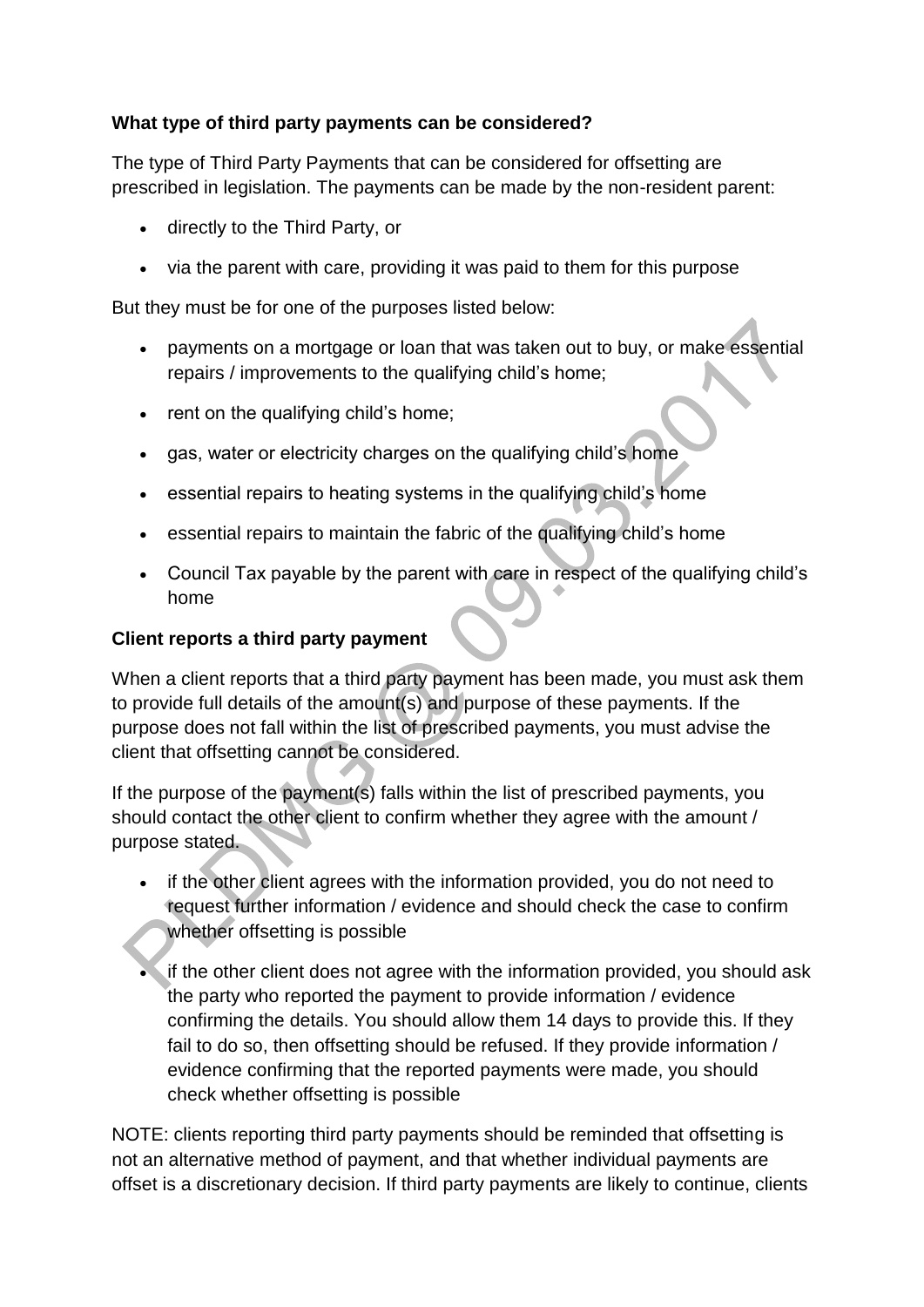**What type of third party payments can be considered?**

The type of Third Party Payments that can be considered for offsetting are prescribed in legislation. The payments can be made by the non-resident parent:

- directly to the Third Party, or
- via the parent with care, providing it was paid to them for this purpose

But they must be for one of the purposes listed below:

- payments on a mortgage or loan that was taken out to buy, or make essential repairs / improvements to the qualifying child's home;
- rent on the qualifying child's home;
- gas, water or electricity charges on the qualifying child's home
- essential repairs to heating systems in the qualifying child's home
- essential repairs to maintain the fabric of the qualifying child's home
- Council Tax payable by the parent with care in respect of the qualifying child's home

**Client reports a third party payment**

When a client reports that a third party payment has been made, you must ask them to provide full details of the amount(s) and purpose of these payments. If the purpose does not fall within the list of prescribed payments, you must advise the client that offsetting cannot be considered.

If the purpose of the payment(s) falls within the list of prescribed payments, you should contact the other client to confirm whether they agree with the amount / purpose stated.

- if the other client agrees with the information provided, you do not need to request further information / evidence and should check the case to confirm whether offsetting is possible
- if the other client does not agree with the information provided, you should ask the party who reported the payment to provide information / evidence confirming the details. You should allow them 14 days to provide this. If they fail to do so, then offsetting should be refused. If they provide information / evidence confirming that the reported payments were made, you should check whether offsetting is possible

NOTE: clients reporting third party payments should be reminded that offsetting is not an alternative method of payment, and that whether individual payments are offset is a discretionary decision. If third party payments are likely to continue, clients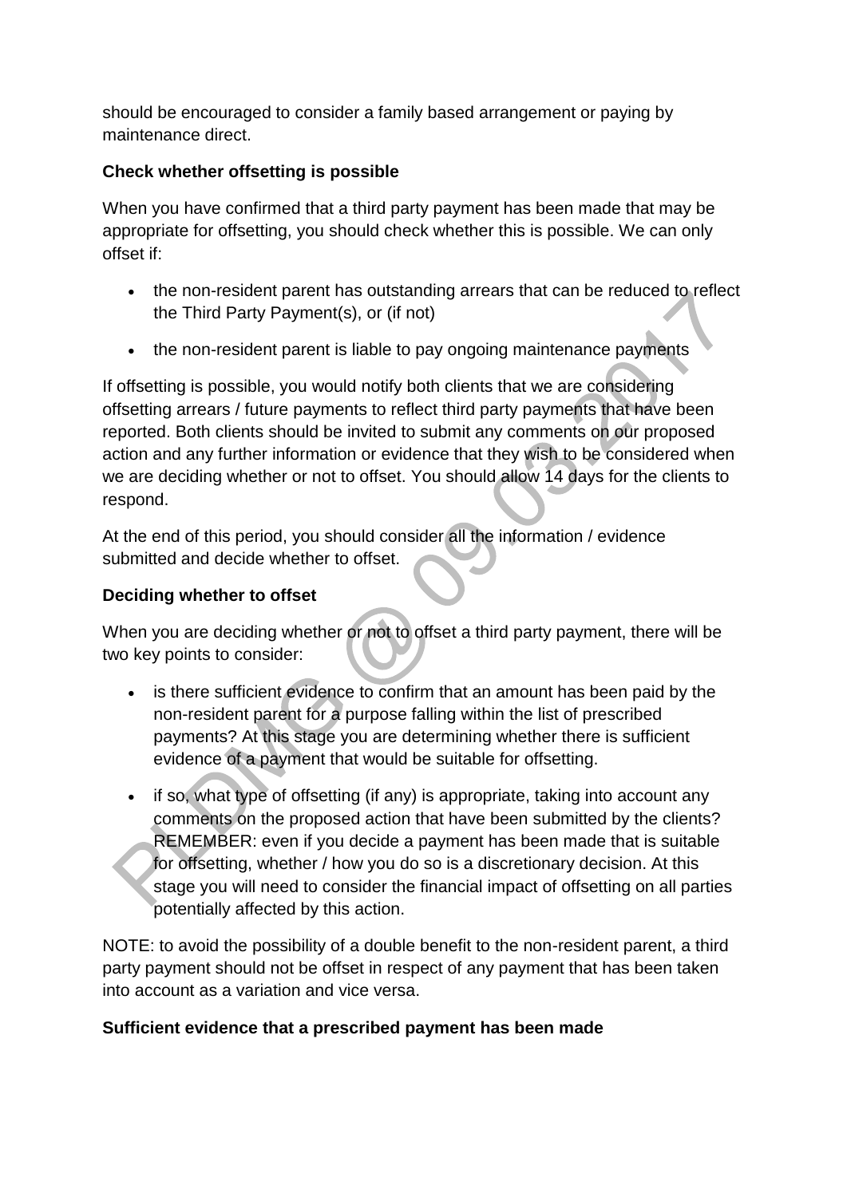should be encouraged to consider a family based arrangement or paying by maintenance direct.

**Check whether offsetting is possible**

When you have confirmed that a third party payment has been made that may be appropriate for offsetting, you should check whether this is possible. We can only offset if:

- the non-resident parent has outstanding arrears that can be reduced to reflect the Third Party Payment(s), or (if not)
- the non-resident parent is liable to pay ongoing maintenance payments

If offsetting is possible, you would notify both clients that we are considering offsetting arrears / future payments to reflect third party payments that have been reported. Both clients should be invited to submit any comments on our proposed action and any further information or evidence that they wish to be considered when we are deciding whether or not to offset. You should allow 14 days for the clients to respond.

At the end of this period, you should consider all the information / evidence submitted and decide whether to offset.

**Deciding whether to offset**

When you are deciding whether or not to offset a third party payment, there will be two key points to consider:

- is there sufficient evidence to confirm that an amount has been paid by the non-resident parent for a purpose falling within the list of prescribed payments? At this stage you are determining whether there is sufficient evidence of a payment that would be suitable for offsetting.
- if so, what type of offsetting (if any) is appropriate, taking into account any comments on the proposed action that have been submitted by the clients? REMEMBER: even if you decide a payment has been made that is suitable for offsetting, whether / how you do so is a discretionary decision. At this stage you will need to consider the financial impact of offsetting on all parties potentially affected by this action.

NOTE: to avoid the possibility of a double benefit to the non-resident parent, a third party payment should not be offset in respect of any payment that has been taken into account as a variation and vice versa.

**Sufficient evidence that a prescribed payment has been made**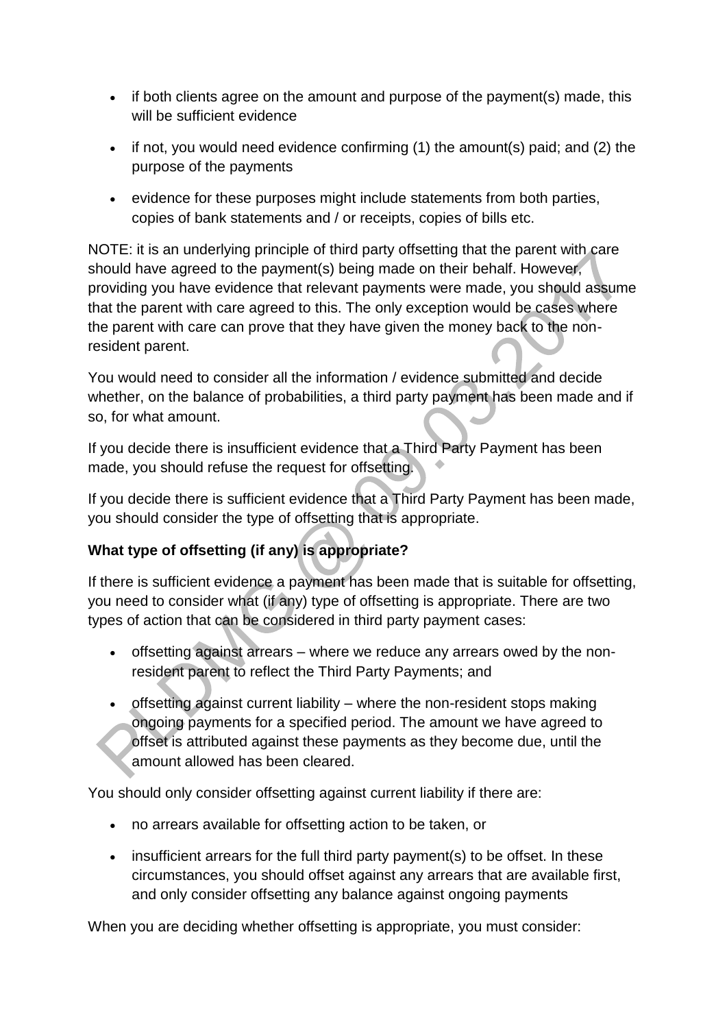- if both clients agree on the amount and purpose of the payment(s) made, this will be sufficient evidence
- if not, you would need evidence confirming (1) the amount(s) paid; and (2) the purpose of the payments
- evidence for these purposes might include statements from both parties, copies of bank statements and / or receipts, copies of bills etc.

NOTE: it is an underlying principle of third party offsetting that the parent with care should have agreed to the payment(s) being made on their behalf. However, providing you have evidence that relevant payments were made, you should assume that the parent with care agreed to this. The only exception would be cases where the parent with care can prove that they have given the money back to the non-resident parent.

You would need to consider all the information / evidence submitted and decide whether, on the balance of probabilities, a third party payment has been made and if so, for what amount.

If you decide there is insufficient evidence that a Third Party Payment has been made, you should refuse the request for offsetting.

If you decide there is sufficient evidence that a Third Party Payment has been made, you should consider the type of offsetting that is appropriate.

**What type of offsetting (if any) is appropriate?**

If there is sufficient evidence a payment has been made that is suitable for offsetting, you need to consider what (if any) type of offsetting is appropriate. There are two types of action that can be considered in third party payment cases:

- offsetting against arrears – where we reduce any arrears owed by the non-resident parent to reflect the Third Party Payments; and
- offsetting against current liability – where the non-resident stops making ongoing payments for a specified period. The amount we have agreed to offset is attributed against these payments as they become due, until the amount allowed has been cleared.

You should only consider offsetting against current liability if there are:

- no arrears available for offsetting action to be taken, or
- insufficient arrears for the full third party payment(s) to be offset. In these circumstances, you should offset against any arrears that are available first, and only consider offsetting any balance against ongoing payments

When you are deciding whether offsetting is appropriate, you must consider: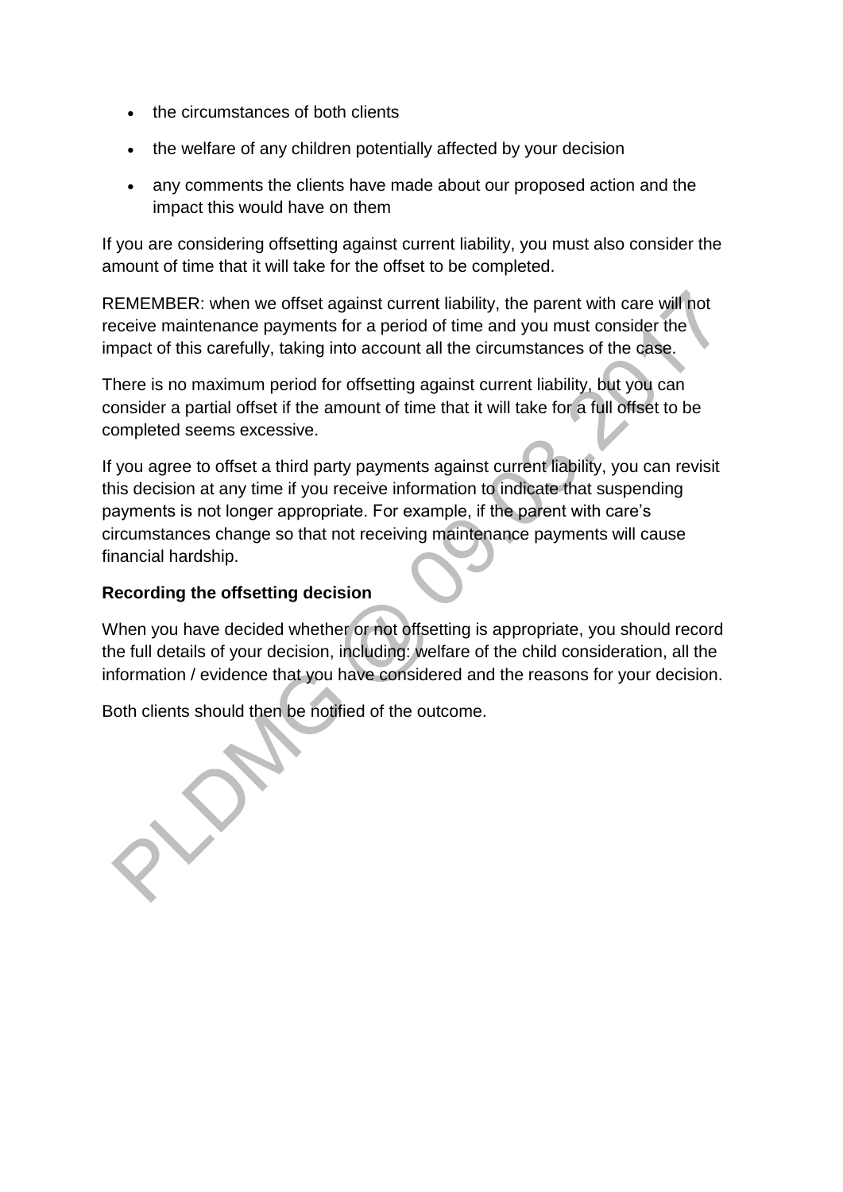- the circumstances of both clients
- the welfare of any children potentially affected by your decision
- any comments the clients have made about our proposed action and the impact this would have on them

If you are considering offsetting against current liability, you must also consider the amount of time that it will take for the offset to be completed.

REMEMBER: when we offset against current liability, the parent with care will not receive maintenance payments for a period of time and you must consider the impact of this carefully, taking into account all the circumstances of the case.

There is no maximum period for offsetting against current liability, but you can consider a partial offset if the amount of time that it will take for a full offset to be completed seems excessive.

If you agree to offset a third party payments against current liability, you can revisit this decision at any time if you receive information to indicate that suspending payments is not longer appropriate. For example, if the parent with care's circumstances change so that not receiving maintenance payments will cause financial hardship.

**Recording the offsetting decision**

When you have decided whether or not offsetting is appropriate, you should record the full details of your decision, including: welfare of the child consideration, all the information / evidence that you have considered and the reasons for your decision.

Both clients should then be notified of the outcome.